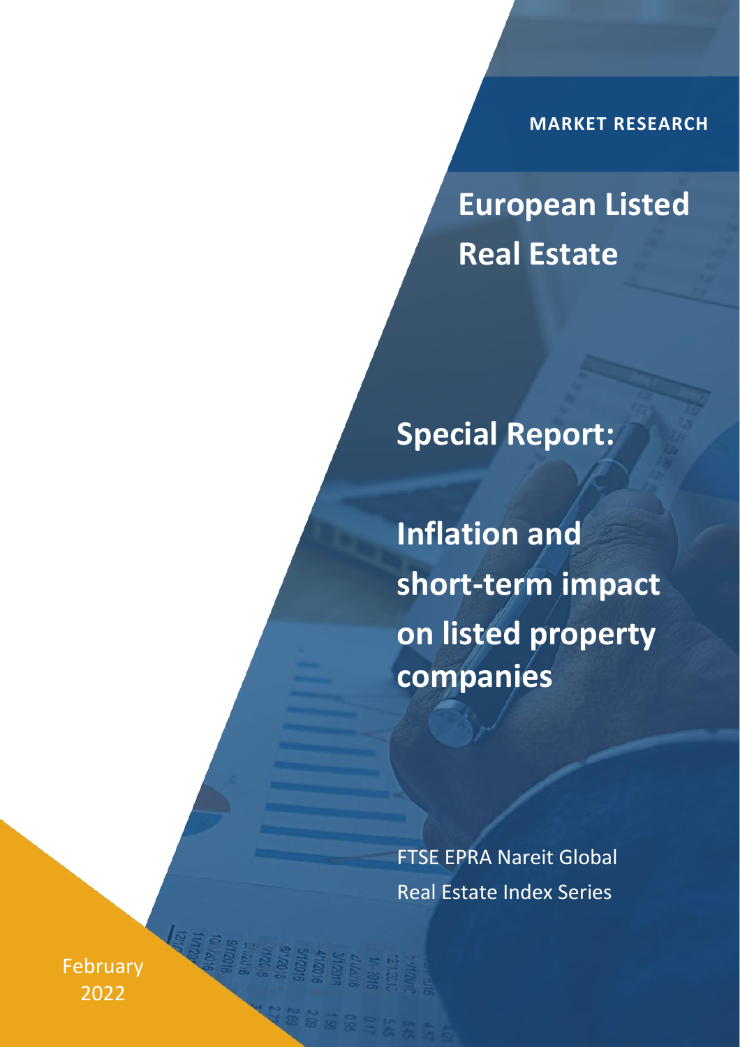MARKET RESEARCH

# European Listed Real Estate

## Special Report:

## Inflation and short-term impact on listed property companies

FTSE EPRA Nareit Global Real Estate Index Series

February 2022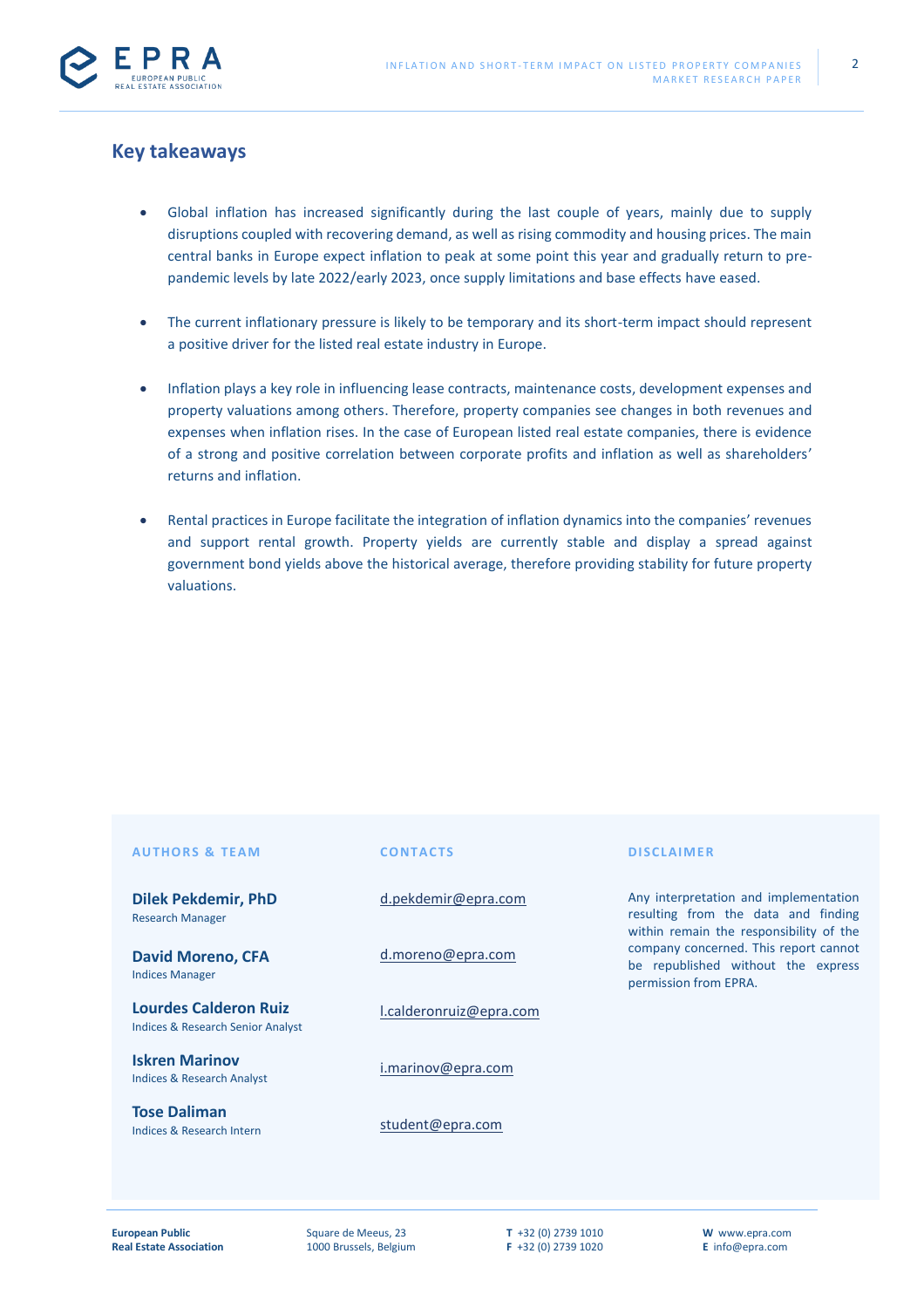## Key takeaways

- Global inflation has increased significantly during the last couple of years, mainly due to supply disruptions coupled with recovering demand, as well as rising commodity and housing prices. The main central banks in Europe expect inflation to peak at some point this year and gradually return to pre-pandemic levels by late 2022/early 2023, once supply limitations and base effects have eased.

- The current inflationary pressure is likely to be temporary and its short-term impact should represent a positive driver for the listed real estate industry in Europe.

- Inflation plays a key role in influencing lease contracts, maintenance costs, development expenses and property valuations among others. Therefore, property companies see changes in both revenues and expenses when inflation rises. In the case of European listed real estate companies, there is evidence of a strong and positive correlation between corporate profits and inflation as well as shareholders' returns and inflation.

- Rental practices in Europe facilitate the integration of inflation dynamics into the companies' revenues and support rental growth. Property yields are currently stable and display a spread against government bond yields above the historical average, therefore providing stability for future property valuations.

**AUTHORS & TEAM**

| Name | Contact |
|---|---|
| **Dilek Pekdemir, PhD**<br>Research Manager | d.pekdemir@epra.com |
| **David Moreno, CFA**<br>Indices Manager | d.moreno@epra.com |
| **Lourdes Calderon Ruiz**<br>Indices & Research Senior Analyst | l.calderonruiz@epra.com |
| **Iskren Marinov**<br>Indices & Research Analyst | i.marinov@epra.com |
| **Tose Daliman**<br>Indices & Research Intern | student@epra.com |

**DISCLAIMER**

Any interpretation and implementation resulting from the data and finding within remain the responsibility of the company concerned. This report cannot be republished without the express permission from EPRA.

**European Public Real Estate Association**
Square de Meeus, 23
1000 Brussels, Belgium
**T** +32 (0) 2739 1010
**F** +32 (0) 2739 1020
**W** www.epra.com
**E** info@epra.com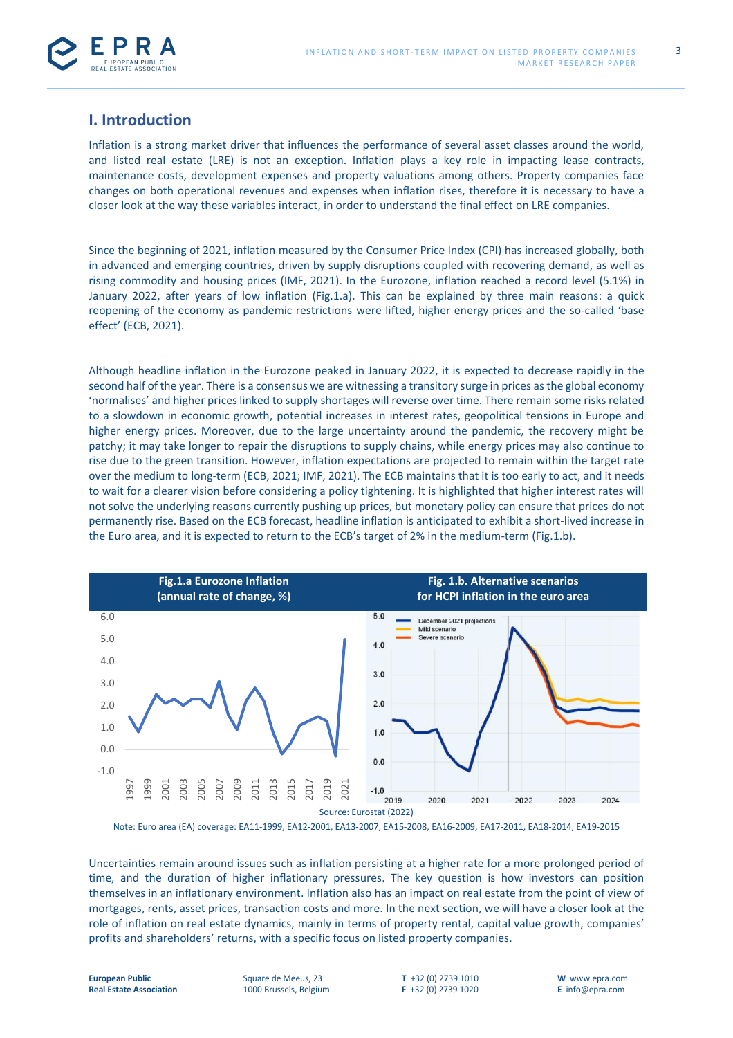# I. Introduction

Inflation is a strong market driver that influences the performance of several asset classes around the world, and listed real estate (LRE) is not an exception. Inflation plays a key role in impacting lease contracts, maintenance costs, development expenses and property valuations among others. Property companies face changes on both operational revenues and expenses when inflation rises, therefore it is necessary to have a closer look at the way these variables interact, in order to understand the final effect on LRE companies.

Since the beginning of 2021, inflation measured by the Consumer Price Index (CPI) has increased globally, both in advanced and emerging countries, driven by supply disruptions coupled with recovering demand, as well as rising commodity and housing prices (IMF, 2021). In the Eurozone, inflation reached a record level (5.1%) in January 2022, after years of low inflation (Fig.1.a). This can be explained by three main reasons: a quick reopening of the economy as pandemic restrictions were lifted, higher energy prices and the so-called 'base effect' (ECB, 2021).

Although headline inflation in the Eurozone peaked in January 2022, it is expected to decrease rapidly in the second half of the year. There is a consensus we are witnessing a transitory surge in prices as the global economy 'normalises' and higher prices linked to supply shortages will reverse over time. There remain some risks related to a slowdown in economic growth, potential increases in interest rates, geopolitical tensions in Europe and higher energy prices. Moreover, due to the large uncertainty around the pandemic, the recovery might be patchy; it may take longer to repair the disruptions to supply chains, while energy prices may also continue to rise due to the green transition. However, inflation expectations are projected to remain within the target rate over the medium to long-term (ECB, 2021; IMF, 2021). The ECB maintains that it is too early to act, and it needs to wait for a clearer vision before considering a policy tightening. It is highlighted that higher interest rates will not solve the underlying reasons currently pushing up prices, but monetary policy can ensure that prices do not permanently rise. Based on the ECB forecast, headline inflation is anticipated to exhibit a short-lived increase in the Euro area, and it is expected to return to the ECB's target of 2% in the medium-term (Fig.1.b).

**Fig.1.a Eurozone Inflation (annual rate of change, %)**

**Fig. 1.b. Alternative scenarios for HCPI inflation in the euro area**

Source: Eurostat (2022)

Note: Euro area (EA) coverage: EA11-1999, EA12-2001, EA13-2007, EA15-2008, EA16-2009, EA17-2011, EA18-2014, EA19-2015

Uncertainties remain around issues such as inflation persisting at a higher rate for a more prolonged period of time, and the duration of higher inflationary pressures. The key question is how investors can position themselves in an inflationary environment. Inflation also has an impact on real estate from the point of view of mortgages, rents, asset prices, transaction costs and more. In the next section, we will have a closer look at the role of inflation on real estate dynamics, mainly in terms of property rental, capital value growth, companies' profits and shareholders' returns, with a specific focus on listed property companies.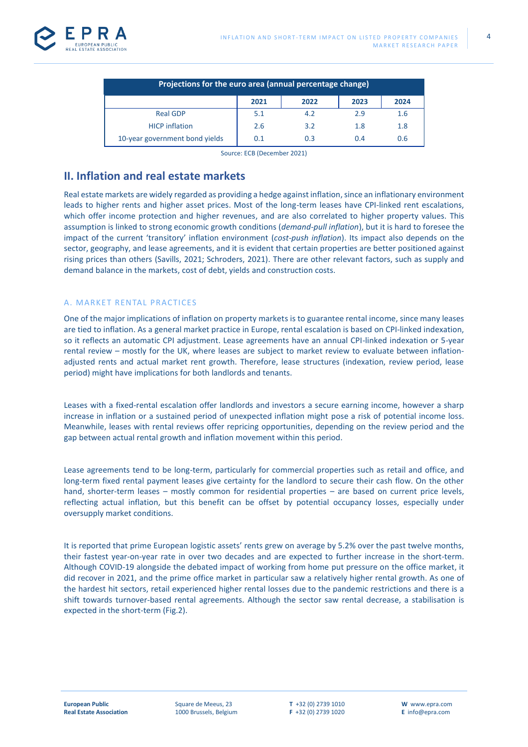| Projections for the euro area (annual percentage change) | | | | |
|---|---|---|---|---|
| | 2021 | 2022 | 2023 | 2024 |
| Real GDP | 5.1 | 4.2 | 2.9 | 1.6 |
| HICP inflation | 2.6 | 3.2 | 1.8 | 1.8 |
| 10-year government bond yields | 0.1 | 0.3 | 0.4 | 0.6 |

Source: ECB (December 2021)

## II. Inflation and real estate markets

Real estate markets are widely regarded as providing a hedge against inflation, since an inflationary environment leads to higher rents and higher asset prices. Most of the long-term leases have CPI-linked rent escalations, which offer income protection and higher revenues, and are also correlated to higher property values. This assumption is linked to strong economic growth conditions (*demand-pull inflation*), but it is hard to foresee the impact of the current 'transitory' inflation environment (*cost-push inflation*). Its impact also depends on the sector, geography, and lease agreements, and it is evident that certain properties are better positioned against rising prices than others (Savills, 2021; Schroders, 2021). There are other relevant factors, such as supply and demand balance in the markets, cost of debt, yields and construction costs.

### A. MARKET RENTAL PRACTICES

One of the major implications of inflation on property markets is to guarantee rental income, since many leases are tied to inflation. As a general market practice in Europe, rental escalation is based on CPI-linked indexation, so it reflects an automatic CPI adjustment. Lease agreements have an annual CPI-linked indexation or 5-year rental review – mostly for the UK, where leases are subject to market review to evaluate between inflation-adjusted rents and actual market rent growth. Therefore, lease structures (indexation, review period, lease period) might have implications for both landlords and tenants.

Leases with a fixed-rental escalation offer landlords and investors a secure earning income, however a sharp increase in inflation or a sustained period of unexpected inflation might pose a risk of potential income loss. Meanwhile, leases with rental reviews offer repricing opportunities, depending on the review period and the gap between actual rental growth and inflation movement within this period.

Lease agreements tend to be long-term, particularly for commercial properties such as retail and office, and long-term fixed rental payment leases give certainty for the landlord to secure their cash flow. On the other hand, shorter-term leases – mostly common for residential properties – are based on current price levels, reflecting actual inflation, but this benefit can be offset by potential occupancy losses, especially under oversupply market conditions.

It is reported that prime European logistic assets' rents grew on average by 5.2% over the past twelve months, their fastest year-on-year rate in over two decades and are expected to further increase in the short-term. Although COVID-19 alongside the debated impact of working from home put pressure on the office market, it did recover in 2021, and the prime office market in particular saw a relatively higher rental growth. As one of the hardest hit sectors, retail experienced higher rental losses due to the pandemic restrictions and there is a shift towards turnover-based rental agreements. Although the sector saw rental decrease, a stabilisation is expected in the short-term (Fig.2).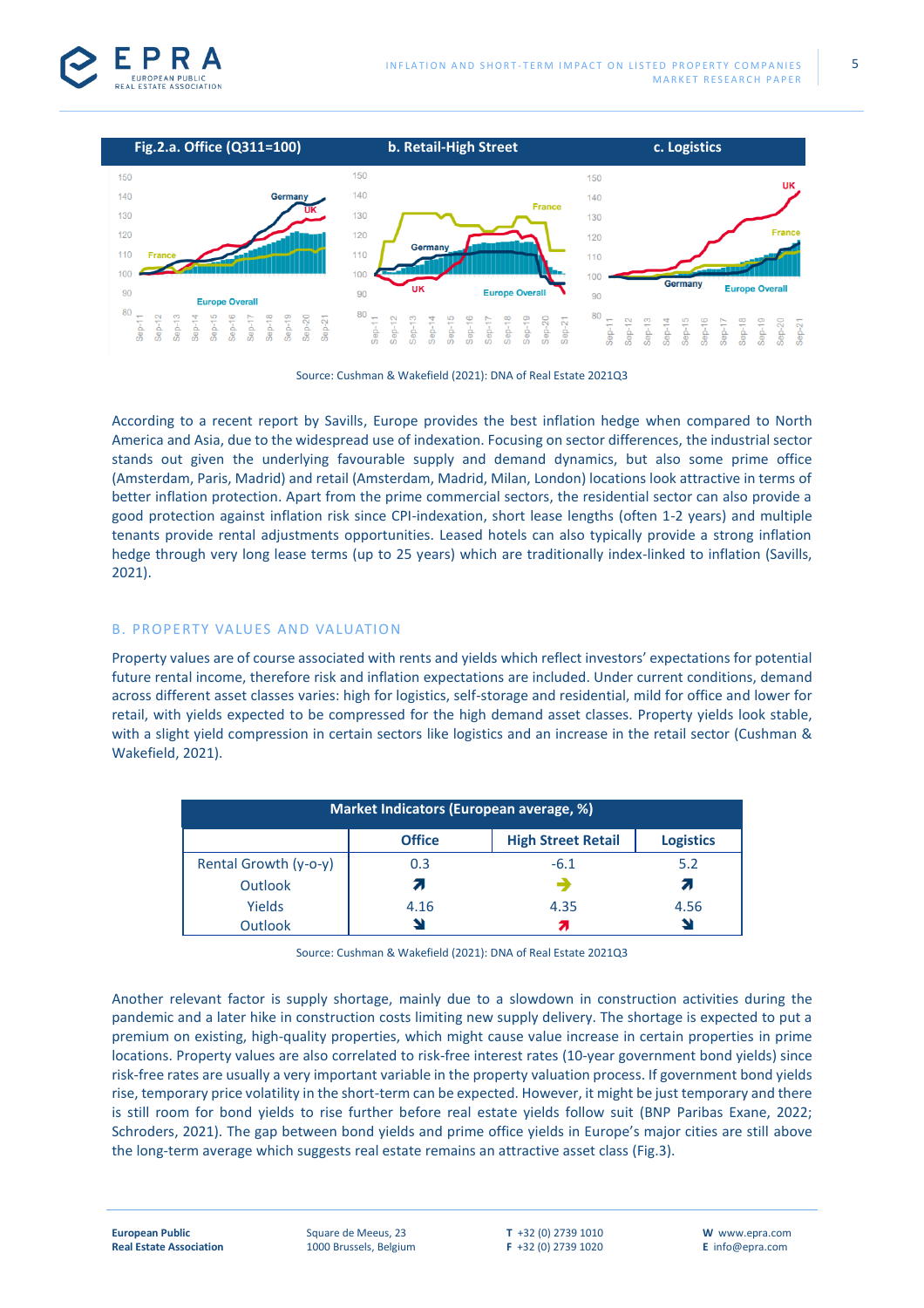Fig.2.a. Office (Q311=100) | b. Retail-High Street | c. Logistics

Source: Cushman & Wakefield (2021): DNA of Real Estate 2021Q3

According to a recent report by Savills, Europe provides the best inflation hedge when compared to North America and Asia, due to the widespread use of indexation. Focusing on sector differences, the industrial sector stands out given the underlying favourable supply and demand dynamics, but also some prime office (Amsterdam, Paris, Madrid) and retail (Amsterdam, Madrid, Milan, London) locations look attractive in terms of better inflation protection. Apart from the prime commercial sectors, the residential sector can also provide a good protection against inflation risk since CPI-indexation, short lease lengths (often 1-2 years) and multiple tenants provide rental adjustments opportunities. Leased hotels can also typically provide a strong inflation hedge through very long lease terms (up to 25 years) which are traditionally index-linked to inflation (Savills, 2021).

## B. PROPERTY VALUES AND VALUATION

Property values are of course associated with rents and yields which reflect investors' expectations for potential future rental income, therefore risk and inflation expectations are included. Under current conditions, demand across different asset classes varies: high for logistics, self-storage and residential, mild for office and lower for retail, with yields expected to be compressed for the high demand asset classes. Property yields look stable, with a slight yield compression in certain sectors like logistics and an increase in the retail sector (Cushman & Wakefield, 2021).

| Market Indicators (European average, %) | | | |
|---|---|---|---|
| | Office | High Street Retail | Logistics |
| Rental Growth (y-o-y) | 0.3 | -6.1 | 5.2 |
| Outlook | ↗ | → | ↗ |
| Yields | 4.16 | 4.35 | 4.56 |
| Outlook | ↘ | ↗ | ↘ |

Source: Cushman & Wakefield (2021): DNA of Real Estate 2021Q3

Another relevant factor is supply shortage, mainly due to a slowdown in construction activities during the pandemic and a later hike in construction costs limiting new supply delivery. The shortage is expected to put a premium on existing, high-quality properties, which might cause value increase in certain properties in prime locations. Property values are also correlated to risk-free interest rates (10-year government bond yields) since risk-free rates are usually a very important variable in the property valuation process. If government bond yields rise, temporary price volatility in the short-term can be expected. However, it might be just temporary and there is still room for bond yields to rise further before real estate yields follow suit (BNP Paribas Exane, 2022; Schroders, 2021). The gap between bond yields and prime office yields in Europe's major cities are still above the long-term average which suggests real estate remains an attractive asset class (Fig.3).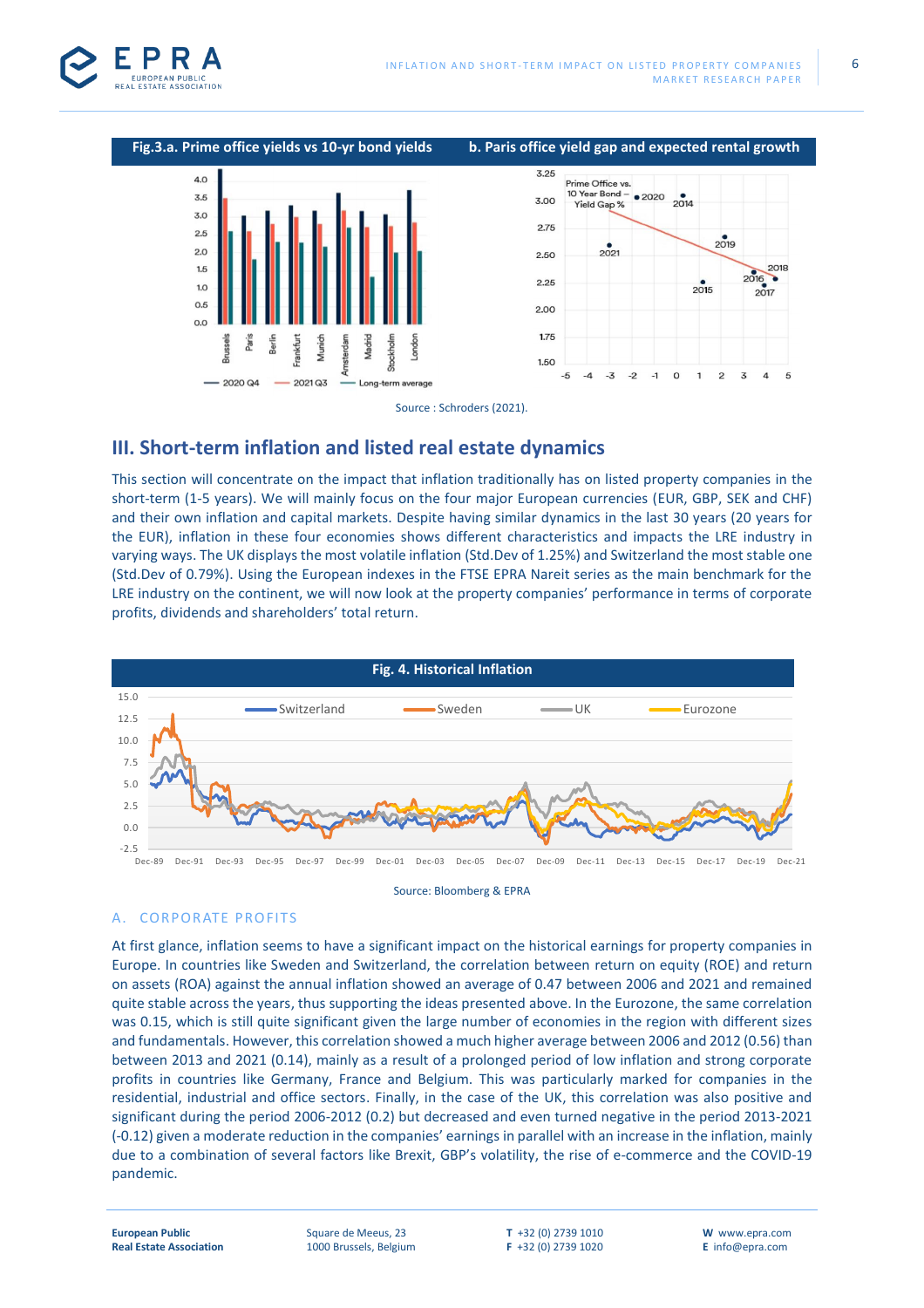**Fig.3.a. Prime office yields vs 10-yr bond yields** | **b. Paris office yield gap and expected rental growth**

Source : Schroders (2021).

## III. Short-term inflation and listed real estate dynamics

This section will concentrate on the impact that inflation traditionally has on listed property companies in the short-term (1-5 years). We will mainly focus on the four major European currencies (EUR, GBP, SEK and CHF) and their own inflation and capital markets. Despite having similar dynamics in the last 30 years (20 years for the EUR), inflation in these four economies shows different characteristics and impacts the LRE industry in varying ways. The UK displays the most volatile inflation (Std.Dev of 1.25%) and Switzerland the most stable one (Std.Dev of 0.79%). Using the European indexes in the FTSE EPRA Nareit series as the main benchmark for the LRE industry on the continent, we will now look at the property companies' performance in terms of corporate profits, dividends and shareholders' total return.

**Fig. 4. Historical Inflation**

Source: Bloomberg & EPRA

### A. CORPORATE PROFITS

At first glance, inflation seems to have a significant impact on the historical earnings for property companies in Europe. In countries like Sweden and Switzerland, the correlation between return on equity (ROE) and return on assets (ROA) against the annual inflation showed an average of 0.47 between 2006 and 2021 and remained quite stable across the years, thus supporting the ideas presented above. In the Eurozone, the same correlation was 0.15, which is still quite significant given the large number of economies in the region with different sizes and fundamentals. However, this correlation showed a much higher average between 2006 and 2012 (0.56) than between 2013 and 2021 (0.14), mainly as a result of a prolonged period of low inflation and strong corporate profits in countries like Germany, France and Belgium. This was particularly marked for companies in the residential, industrial and office sectors. Finally, in the case of the UK, this correlation was also positive and significant during the period 2006-2012 (0.2) but decreased and even turned negative in the period 2013-2021 (-0.12) given a moderate reduction in the companies' earnings in parallel with an increase in the inflation, mainly due to a combination of several factors like Brexit, GBP's volatility, the rise of e-commerce and the COVID-19 pandemic.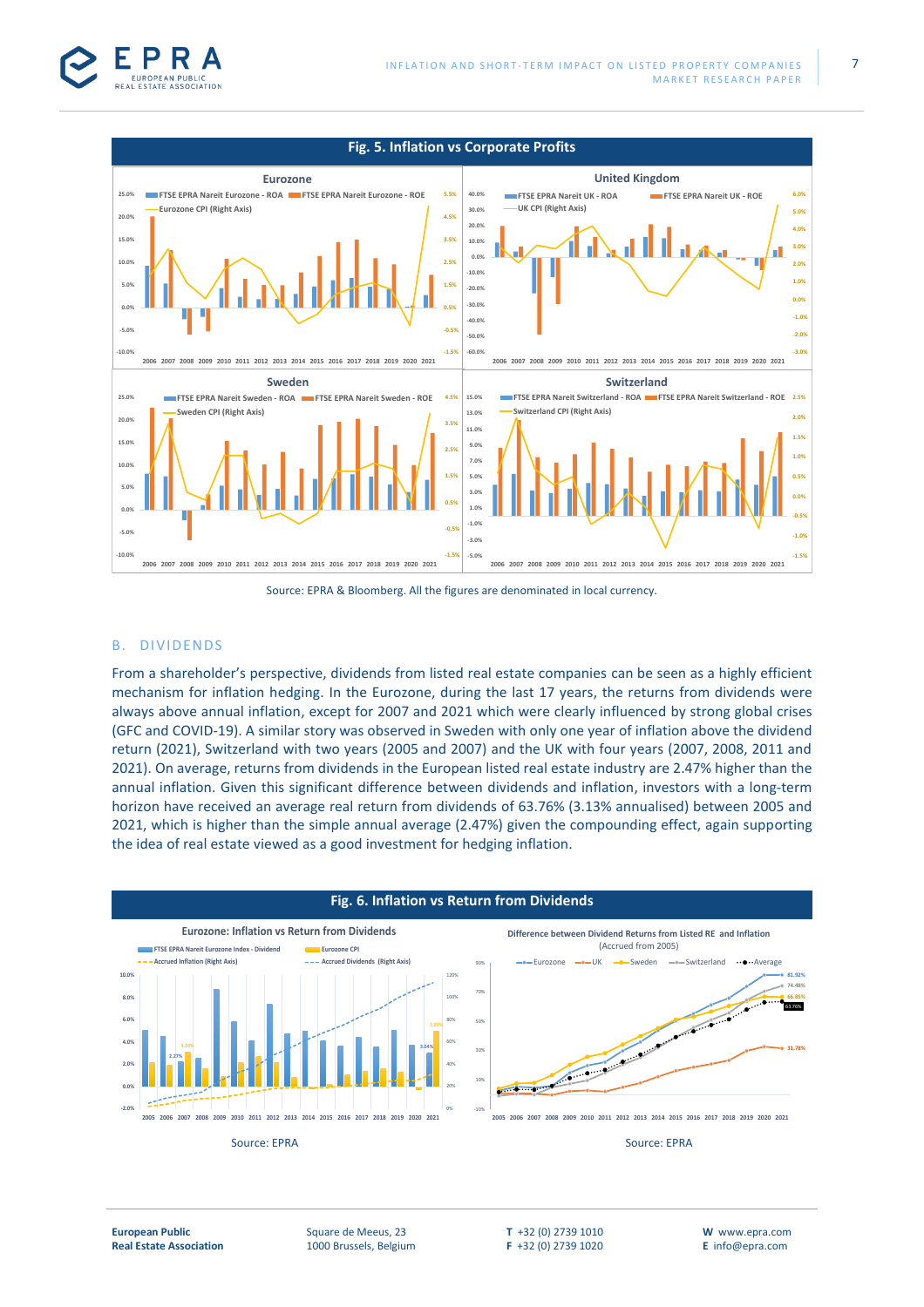**Fig. 5. Inflation vs Corporate Profits**

Source: EPRA & Bloomberg. All the figures are denominated in local currency.

## B. DIVIDENDS

From a shareholder's perspective, dividends from listed real estate companies can be seen as a highly efficient mechanism for inflation hedging. In the Eurozone, during the last 17 years, the returns from dividends were always above annual inflation, except for 2007 and 2021 which were clearly influenced by strong global crises (GFC and COVID-19). A similar story was observed in Sweden with only one year of inflation above the dividend return (2021), Switzerland with two years (2005 and 2007) and the UK with four years (2007, 2008, 2011 and 2021). On average, returns from dividends in the European listed real estate industry are 2.47% higher than the annual inflation. Given this significant difference between dividends and inflation, investors with a long-term horizon have received an average real return from dividends of 63.76% (3.13% annualised) between 2005 and 2021, which is higher than the simple annual average (2.47%) given the compounding effect, again supporting the idea of real estate viewed as a good investment for hedging inflation.

**Fig. 6. Inflation vs Return from Dividends**

Source: EPRA

Source: EPRA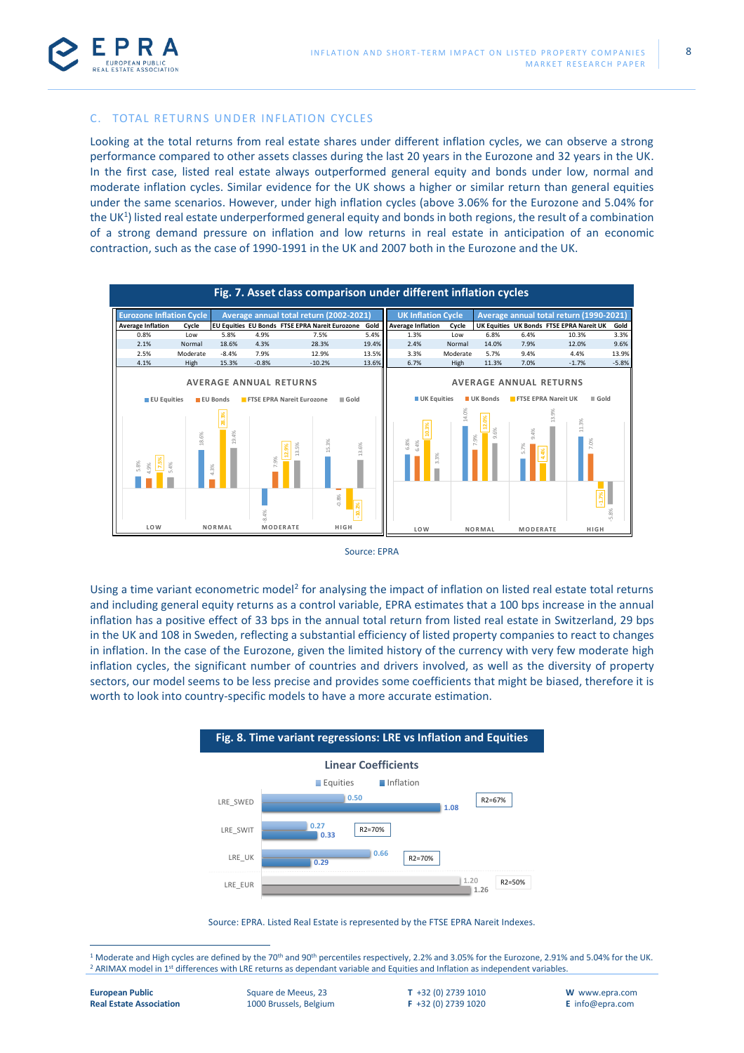## C. TOTAL RETURNS UNDER INFLATION CYCLES

Looking at the total returns from real estate shares under different inflation cycles, we can observe a strong performance compared to other assets classes during the last 20 years in the Eurozone and 32 years in the UK. In the first case, listed real estate always outperformed general equity and bonds under low, normal and moderate inflation cycles. Similar evidence for the UK shows a higher or similar return than general equities under the same scenarios. However, under high inflation cycles (above 3.06% for the Eurozone and 5.04% for the UK[1]) listed real estate underperformed general equity and bonds in both regions, the result of a combination of a strong demand pressure on inflation and low returns in real estate in anticipation of an economic contraction, such as the case of 1990-1991 in the UK and 2007 both in the Eurozone and the UK.

**Fig. 7. Asset class comparison under different inflation cycles**

| Eurozone Inflation Cycle | | Average annual total return (2002-2021) | | | |
|---|---|---|---|---|---|
| Average Inflation | Cycle | EU Equities | EU Bonds | FTSE EPRA Nareit Eurozone | Gold |
| 0.8% | Low | 5.8% | 4.9% | 7.5% | 5.4% |
| 2.1% | Normal | 18.6% | 4.3% | 28.3% | 19.4% |
| 2.5% | Moderate | -8.4% | 7.9% | 12.9% | 13.5% |
| 4.1% | High | 15.3% | -0.8% | -10.2% | 13.6% |

| UK Inflation Cycle | | Average annual total return (1990-2021) | | | |
|---|---|---|---|---|---|
| Average Inflation | Cycle | UK Equities | UK Bonds | FTSE EPRA Nareit UK | Gold |
| 1.3% | Low | 6.8% | 6.4% | 10.3% | 3.3% |
| 2.4% | Normal | 14.0% | 7.9% | 12.0% | 9.6% |
| 3.3% | Moderate | 5.7% | 9.4% | 4.4% | 13.9% |
| 6.7% | High | 11.3% | 7.0% | -1.7% | -5.8% |

Source: EPRA

Using a time variant econometric model[2] for analysing the impact of inflation on listed real estate total returns and including general equity returns as a control variable, EPRA estimates that a 100 bps increase in the annual inflation has a positive effect of 33 bps in the annual total return from listed real estate in Switzerland, 29 bps in the UK and 108 in Sweden, reflecting a substantial efficiency of listed property companies to react to changes in inflation. In the case of the Eurozone, given the limited history of the currency with very few moderate high inflation cycles, the significant number of countries and drivers involved, as well as the diversity of property sectors, our model seems to be less precise and provides some coefficients that might be biased, therefore it is worth to look into country-specific models to have a more accurate estimation.

**Fig. 8. Time variant regressions: LRE vs Inflation and Equities**

Linear Coefficients

| | Equities | Inflation | $R^2$ |
|---|---|---|---|
| LRE_SWED | 0.50 | 1.08 | R2=67% |
| LRE_SWIT | 0.27 | 0.33 | R2=70% |
| LRE_UK | 0.66 | 0.29 | R2=70% |
| LRE_EUR | 1.20 | 1.26 | R2=50% |

Source: EPRA. Listed Real Estate is represented by the FTSE EPRA Nareit Indexes.

[1] Moderate and High cycles are defined by the 70th and 90th percentiles respectively, 2.2% and 3.05% for the Eurozone, 2.91% and 5.04% for the UK.
[2] ARIMAX model in 1st differences with LRE returns as dependant variable and Equities and Inflation as independent variables.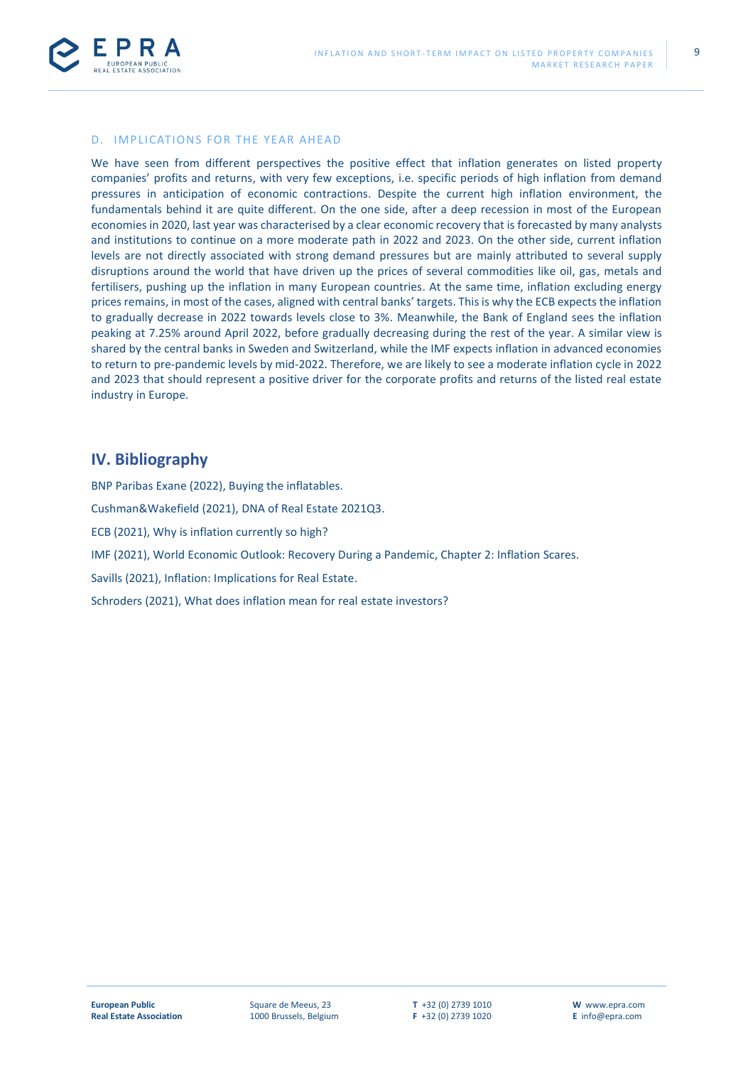### D. IMPLICATIONS FOR THE YEAR AHEAD

We have seen from different perspectives the positive effect that inflation generates on listed property companies' profits and returns, with very few exceptions, i.e. specific periods of high inflation from demand pressures in anticipation of economic contractions. Despite the current high inflation environment, the fundamentals behind it are quite different. On the one side, after a deep recession in most of the European economies in 2020, last year was characterised by a clear economic recovery that is forecasted by many analysts and institutions to continue on a more moderate path in 2022 and 2023. On the other side, current inflation levels are not directly associated with strong demand pressures but are mainly attributed to several supply disruptions around the world that have driven up the prices of several commodities like oil, gas, metals and fertilisers, pushing up the inflation in many European countries. At the same time, inflation excluding energy prices remains, in most of the cases, aligned with central banks' targets. This is why the ECB expects the inflation to gradually decrease in 2022 towards levels close to 3%. Meanwhile, the Bank of England sees the inflation peaking at 7.25% around April 2022, before gradually decreasing during the rest of the year. A similar view is shared by the central banks in Sweden and Switzerland, while the IMF expects inflation in advanced economies to return to pre-pandemic levels by mid-2022. Therefore, we are likely to see a moderate inflation cycle in 2022 and 2023 that should represent a positive driver for the corporate profits and returns of the listed real estate industry in Europe.

## IV. Bibliography

BNP Paribas Exane (2022), Buying the inflatables.

Cushman&Wakefield (2021), DNA of Real Estate 2021Q3.

ECB (2021), Why is inflation currently so high?

IMF (2021), World Economic Outlook: Recovery During a Pandemic, Chapter 2: Inflation Scares.

Savills (2021), Inflation: Implications for Real Estate.

Schroders (2021), What does inflation mean for real estate investors?